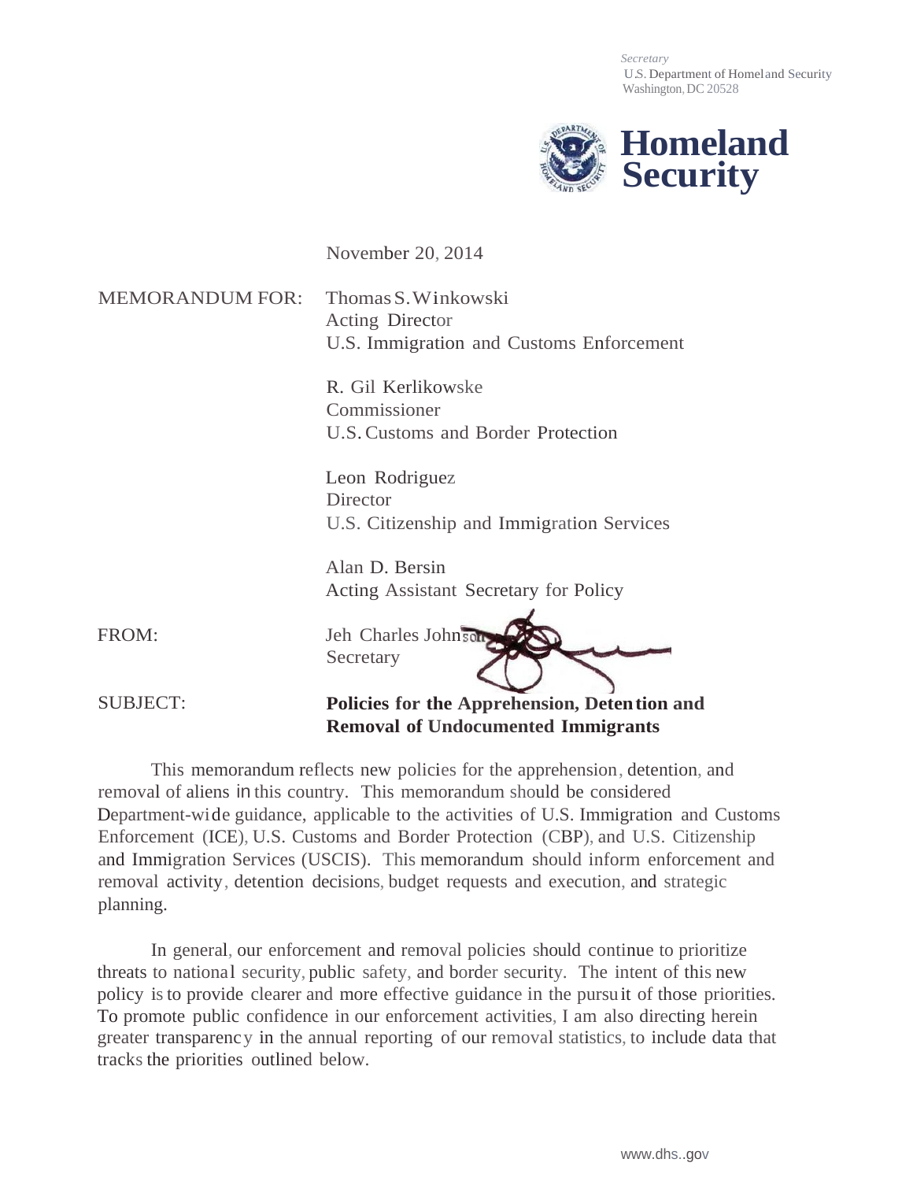*Secretary*
U.S. Department of Homeland Security
Washington, DC 20528

**Homeland Security**

November 20, 2014

MEMORANDUM FOR: Thomas S. Winkowski
Acting Director
U.S. Immigration and Customs Enforcement

R. Gil Kerlikowske
Commissioner
U.S. Customs and Border Protection

Leon Rodriguez
Director
U.S. Citizenship and Immigration Services

Alan D. Bersin
Acting Assistant Secretary for Policy

FROM: Jeh Charles Johnson
Secretary

SUBJECT: **Policies for the Apprehension, Detention and Removal of Undocumented Immigrants**

This memorandum reflects new policies for the apprehension, detention, and removal of aliens in this country. This memorandum should be considered Department-wide guidance, applicable to the activities of U.S. Immigration and Customs Enforcement (ICE), U.S. Customs and Border Protection (CBP), and U.S. Citizenship and Immigration Services (USCIS). This memorandum should inform enforcement and removal activity, detention decisions, budget requests and execution, and strategic planning.

In general, our enforcement and removal policies should continue to prioritize threats to national security, public safety, and border security. The intent of this new policy is to provide clearer and more effective guidance in the pursuit of those priorities. To promote public confidence in our enforcement activities, I am also directing herein greater transparency in the annual reporting of our removal statistics, to include data that tracks the priorities outlined below.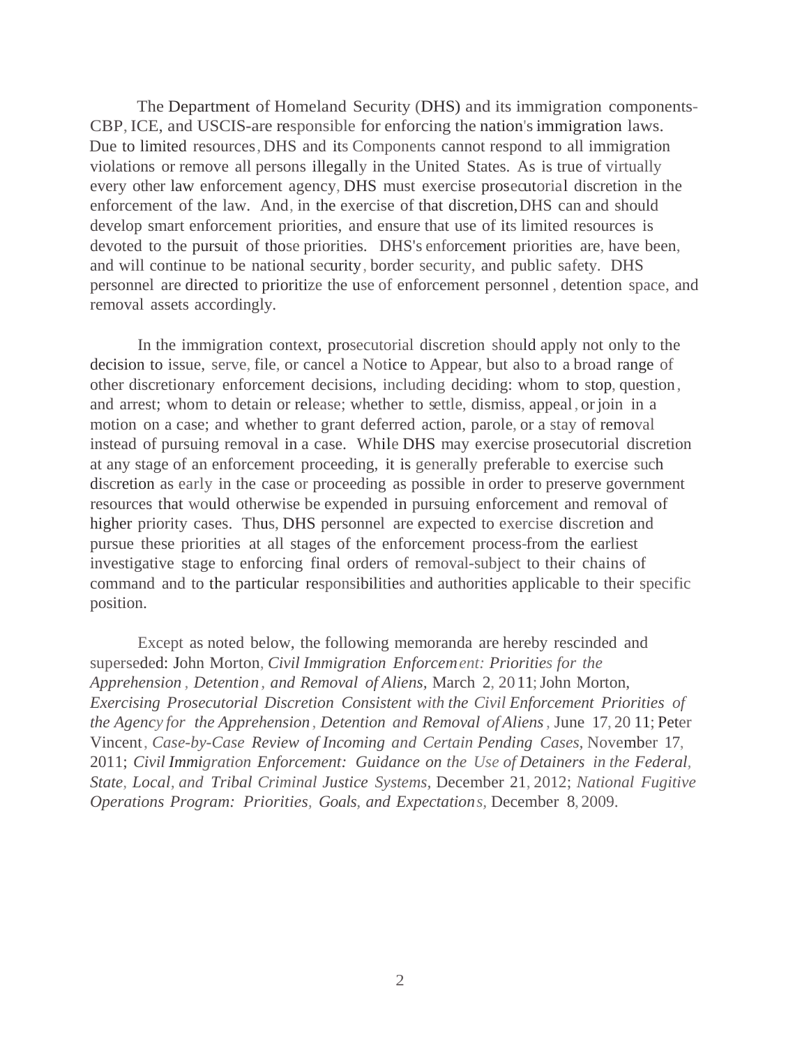The Department of Homeland Security (DHS) and its immigration components-CBP, ICE, and USCIS-are responsible for enforcing the nation's immigration laws. Due to limited resources, DHS and its Components cannot respond to all immigration violations or remove all persons illegally in the United States. As is true of virtually every other law enforcement agency, DHS must exercise prosecutorial discretion in the enforcement of the law. And, in the exercise of that discretion, DHS can and should develop smart enforcement priorities, and ensure that use of its limited resources is devoted to the pursuit of those priorities. DHS's enforcement priorities are, have been, and will continue to be national security, border security, and public safety. DHS personnel are directed to prioritize the use of enforcement personnel, detention space, and removal assets accordingly.

In the immigration context, prosecutorial discretion should apply not only to the decision to issue, serve, file, or cancel a Notice to Appear, but also to a broad range of other discretionary enforcement decisions, including deciding: whom to stop, question, and arrest; whom to detain or release; whether to settle, dismiss, appeal, or join in a motion on a case; and whether to grant deferred action, parole, or a stay of removal instead of pursuing removal in a case. While DHS may exercise prosecutorial discretion at any stage of an enforcement proceeding, it is generally preferable to exercise such discretion as early in the case or proceeding as possible in order to preserve government resources that would otherwise be expended in pursuing enforcement and removal of higher priority cases. Thus, DHS personnel are expected to exercise discretion and pursue these priorities at all stages of the enforcement process-from the earliest investigative stage to enforcing final orders of removal-subject to their chains of command and to the particular responsibilities and authorities applicable to their specific position.

Except as noted below, the following memoranda are hereby rescinded and superseded: John Morton, *Civil Immigration Enforcement: Priorities for the Apprehension, Detention, and Removal of Aliens*, March 2, 2011; John Morton, *Exercising Prosecutorial Discretion Consistent with the Civil Enforcement Priorities of the Agency for the Apprehension, Detention and Removal of Aliens*, June 17, 2011; Peter Vincent, *Case-by-Case Review of Incoming and Certain Pending Cases*, November 17, 2011; *Civil Immigration Enforcement: Guidance on the Use of Detainers in the Federal, State, Local, and Tribal Criminal Justice Systems*, December 21, 2012; *National Fugitive Operations Program: Priorities, Goals, and Expectations*, December 8, 2009.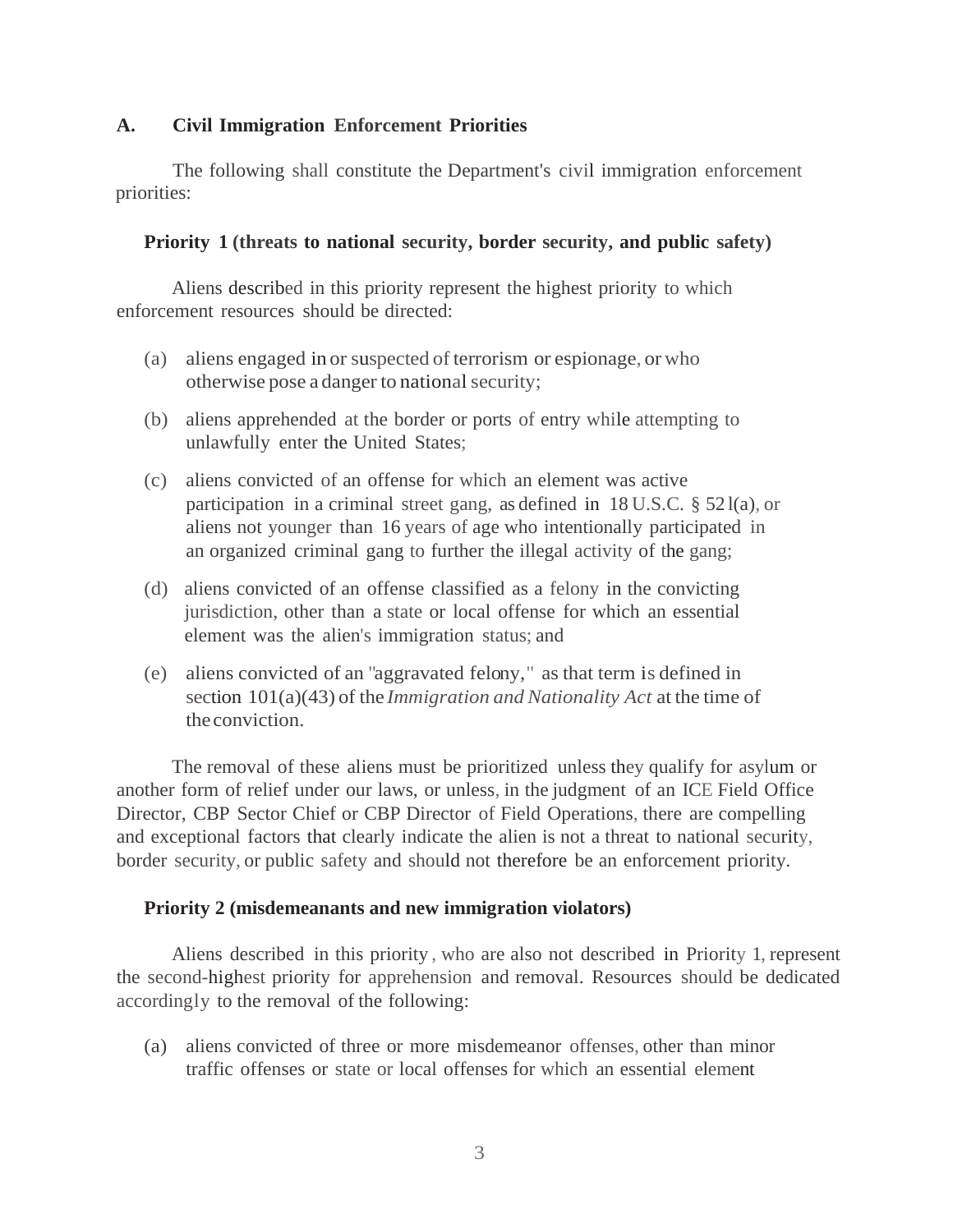### A. Civil Immigration Enforcement Priorities

The following shall constitute the Department's civil immigration enforcement priorities:

#### Priority 1 (threats to national security, border security, and public safety)

Aliens described in this priority represent the highest priority to which enforcement resources should be directed:

(a) aliens engaged in or suspected of terrorism or espionage, or who otherwise pose a danger to national security;

(b) aliens apprehended at the border or ports of entry while attempting to unlawfully enter the United States;

(c) aliens convicted of an offense for which an element was active participation in a criminal street gang, as defined in 18 U.S.C. § 521(a), or aliens not younger than 16 years of age who intentionally participated in an organized criminal gang to further the illegal activity of the gang;

(d) aliens convicted of an offense classified as a felony in the convicting jurisdiction, other than a state or local offense for which an essential element was the alien's immigration status; and

(e) aliens convicted of an "aggravated felony," as that term is defined in section 101(a)(43) of the *Immigration and Nationality Act* at the time of the conviction.

The removal of these aliens must be prioritized unless they qualify for asylum or another form of relief under our laws, or unless, in the judgment of an ICE Field Office Director, CBP Sector Chief or CBP Director of Field Operations, there are compelling and exceptional factors that clearly indicate the alien is not a threat to national security, border security, or public safety and should not therefore be an enforcement priority.

#### Priority 2 (misdemeanants and new immigration violators)

Aliens described in this priority, who are also not described in Priority 1, represent the second-highest priority for apprehension and removal. Resources should be dedicated accordingly to the removal of the following:

(a) aliens convicted of three or more misdemeanor offenses, other than minor traffic offenses or state or local offenses for which an essential element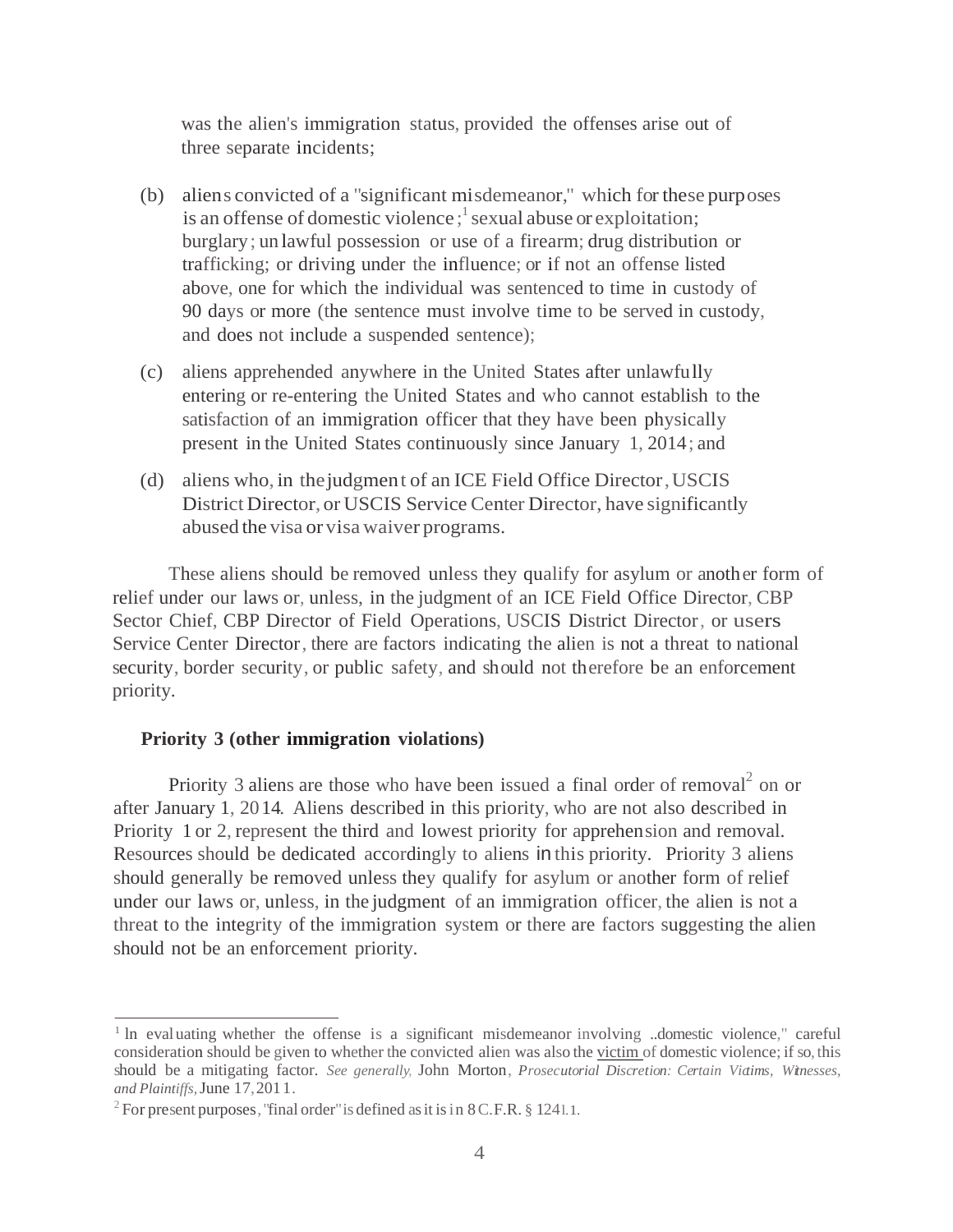was the alien's immigration status, provided the offenses arise out of three separate incidents;

(b) aliens convicted of a "significant misdemeanor," which for these purposes is an offense of domestic violence;[1] sexual abuse or exploitation; burglary; unlawful possession or use of a firearm; drug distribution or trafficking; or driving under the influence; or if not an offense listed above, one for which the individual was sentenced to time in custody of 90 days or more (the sentence must involve time to be served in custody, and does not include a suspended sentence);

(c) aliens apprehended anywhere in the United States after unlawfully entering or re-entering the United States and who cannot establish to the satisfaction of an immigration officer that they have been physically present in the United States continuously since January 1, 2014; and

(d) aliens who, in the judgment of an ICE Field Office Director, USCIS District Director, or USCIS Service Center Director, have significantly abused the visa or visa waiver programs.

These aliens should be removed unless they qualify for asylum or another form of relief under our laws or, unless, in the judgment of an ICE Field Office Director, CBP Sector Chief, CBP Director of Field Operations, USCIS District Director, or users Service Center Director, there are factors indicating the alien is not a threat to national security, border security, or public safety, and should not therefore be an enforcement priority.

**Priority 3 (other immigration violations)**

Priority 3 aliens are those who have been issued a final order of removal[2] on or after January 1, 2014. Aliens described in this priority, who are not also described in Priority 1 or 2, represent the third and lowest priority for apprehension and removal. Resources should be dedicated accordingly to aliens in this priority. Priority 3 aliens should generally be removed unless they qualify for asylum or another form of relief under our laws or, unless, in the judgment of an immigration officer, the alien is not a threat to the integrity of the immigration system or there are factors suggesting the alien should not be an enforcement priority.

---

[1] In evaluating whether the offense is a significant misdemeanor involving "domestic violence," careful consideration should be given to whether the convicted alien was also the victim of domestic violence; if so, this should be a mitigating factor. *See generally,* John Morton, *Prosecutorial Discretion: Certain Victims, Witnesses, and Plaintiffs,* June 17, 2011.

[2] For present purposes, "final order" is defined as it is in 8 C.F.R. § 1241.1.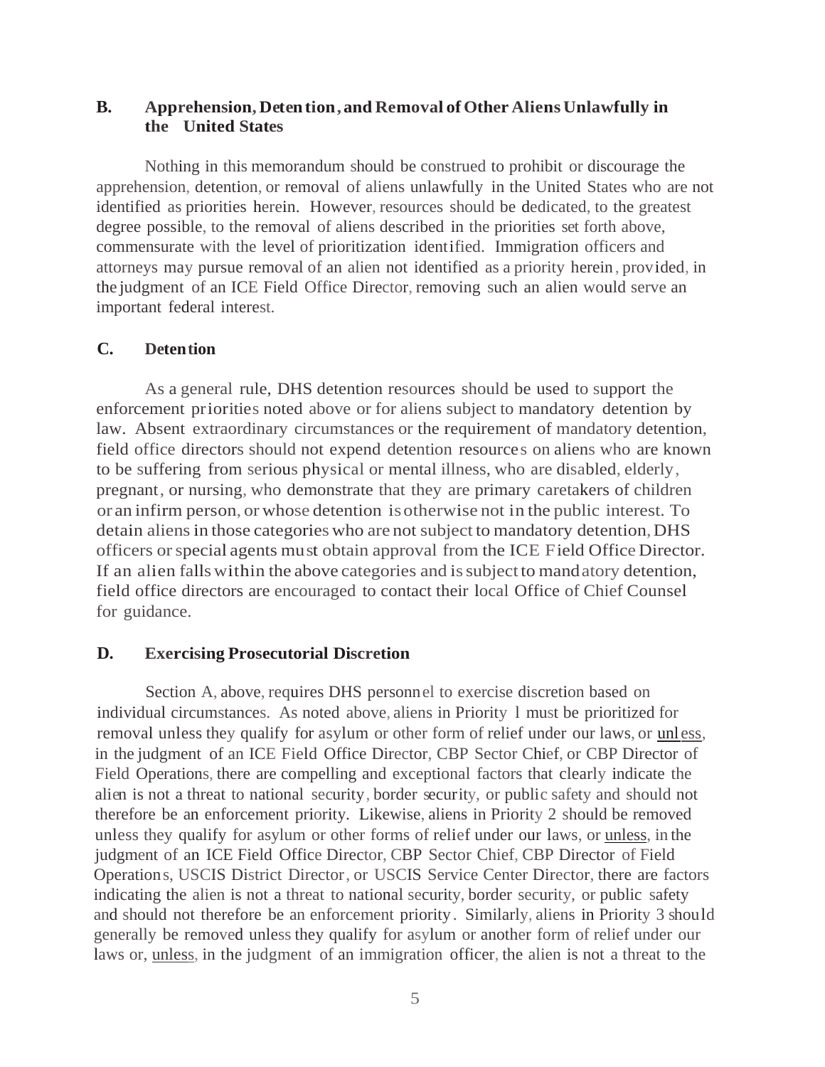### B. Apprehension, Detention, and Removal of Other Aliens Unlawfully in the United States

Nothing in this memorandum should be construed to prohibit or discourage the apprehension, detention, or removal of aliens unlawfully in the United States who are not identified as priorities herein. However, resources should be dedicated, to the greatest degree possible, to the removal of aliens described in the priorities set forth above, commensurate with the level of prioritization identified. Immigration officers and attorneys may pursue removal of an alien not identified as a priority herein, provided, in the judgment of an ICE Field Office Director, removing such an alien would serve an important federal interest.

### C. Detention

As a general rule, DHS detention resources should be used to support the enforcement priorities noted above or for aliens subject to mandatory detention by law. Absent extraordinary circumstances or the requirement of mandatory detention, field office directors should not expend detention resources on aliens who are known to be suffering from serious physical or mental illness, who are disabled, elderly, pregnant, or nursing, who demonstrate that they are primary caretakers of children or an infirm person, or whose detention is otherwise not in the public interest. To detain aliens in those categories who are not subject to mandatory detention, DHS officers or special agents must obtain approval from the ICE Field Office Director. If an alien falls within the above categories and is subject to mandatory detention, field office directors are encouraged to contact their local Office of Chief Counsel for guidance.

### D. Exercising Prosecutorial Discretion

Section A, above, requires DHS personnel to exercise discretion based on individual circumstances. As noted above, aliens in Priority 1 must be prioritized for removal unless they qualify for asylum or other form of relief under our laws, or <u>unless</u>, in the judgment of an ICE Field Office Director, CBP Sector Chief, or CBP Director of Field Operations, there are compelling and exceptional factors that clearly indicate the alien is not a threat to national security, border security, or public safety and should not therefore be an enforcement priority. Likewise, aliens in Priority 2 should be removed unless they qualify for asylum or other forms of relief under our laws, or <u>unless</u>, in the judgment of an ICE Field Office Director, CBP Sector Chief, CBP Director of Field Operations, USCIS District Director, or USCIS Service Center Director, there are factors indicating the alien is not a threat to national security, border security, or public safety and should not therefore be an enforcement priority. Similarly, aliens in Priority 3 should generally be removed unless they qualify for asylum or another form of relief under our laws or, <u>unless</u>, in the judgment of an immigration officer, the alien is not a threat to the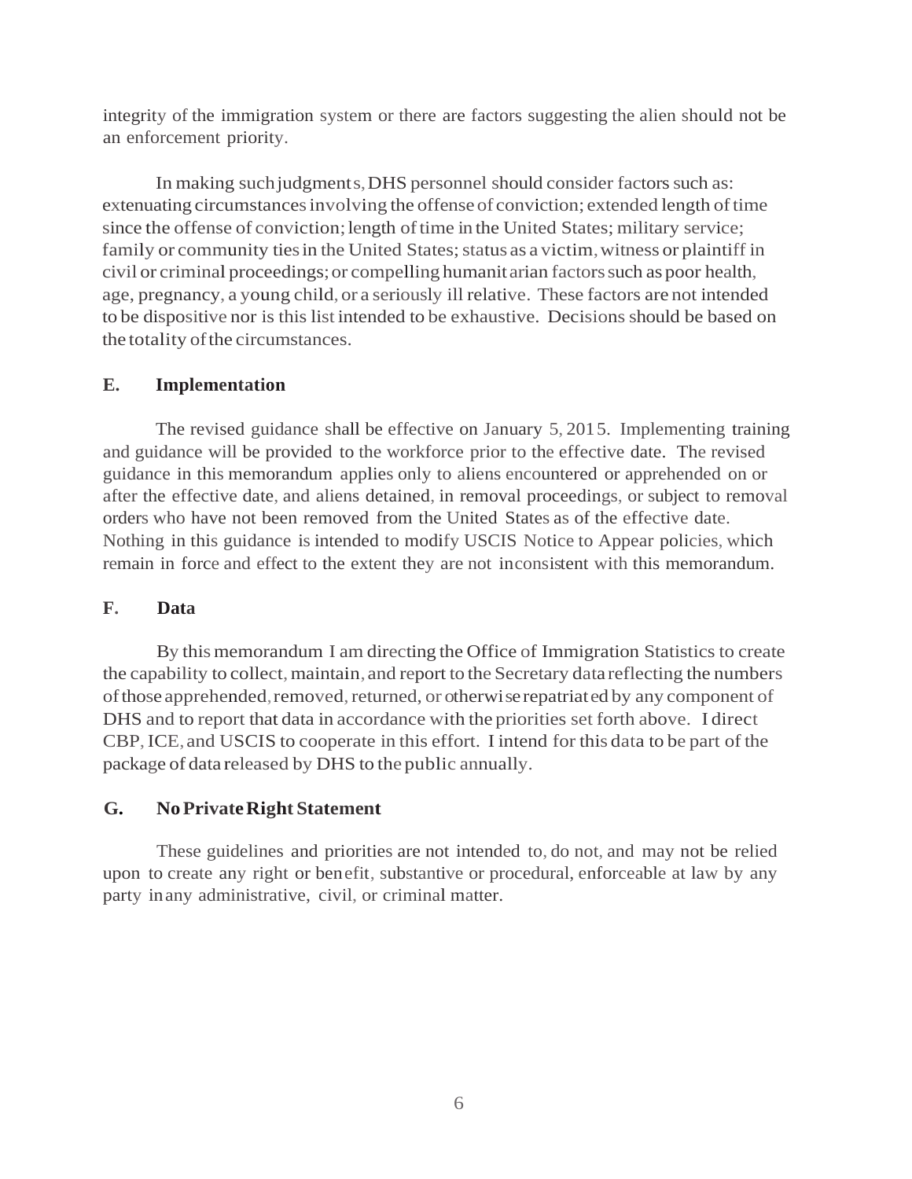integrity of the immigration system or there are factors suggesting the alien should not be an enforcement priority.

In making such judgments, DHS personnel should consider factors such as: extenuating circumstances involving the offense of conviction; extended length of time since the offense of conviction; length of time in the United States; military service; family or community ties in the United States; status as a victim, witness or plaintiff in civil or criminal proceedings; or compelling humanitarian factors such as poor health, age, pregnancy, a young child, or a seriously ill relative. These factors are not intended to be dispositive nor is this list intended to be exhaustive. Decisions should be based on the totality of the circumstances.

## E. Implementation

The revised guidance shall be effective on January 5, 2015. Implementing training and guidance will be provided to the workforce prior to the effective date. The revised guidance in this memorandum applies only to aliens encountered or apprehended on or after the effective date, and aliens detained, in removal proceedings, or subject to removal orders who have not been removed from the United States as of the effective date. Nothing in this guidance is intended to modify USCIS Notice to Appear policies, which remain in force and effect to the extent they are not inconsistent with this memorandum.

## F. Data

By this memorandum I am directing the Office of Immigration Statistics to create the capability to collect, maintain, and report to the Secretary data reflecting the numbers of those apprehended, removed, returned, or otherwise repatriated by any component of DHS and to report that data in accordance with the priorities set forth above. I direct CBP, ICE, and USCIS to cooperate in this effort. I intend for this data to be part of the package of data released by DHS to the public annually.

## G. No Private Right Statement

These guidelines and priorities are not intended to, do not, and may not be relied upon to create any right or benefit, substantive or procedural, enforceable at law by any party in any administrative, civil, or criminal matter.